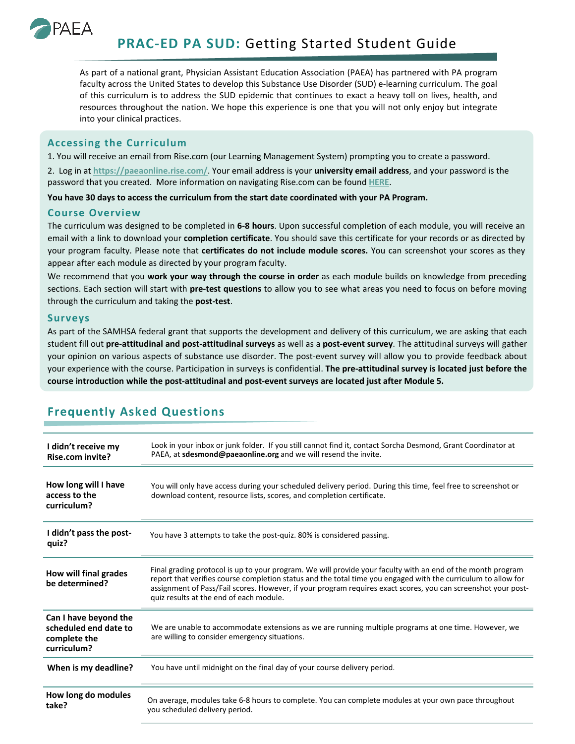# PRAC-ED PA SUD: Getting Started Student Guide

As part of a national grant, Physician Assistant Education Association (PAEA) has partnered with PA program faculty across the United States to develop this Substance Use Disorder (SUD) e-learning curriculum. The goal of this curriculum is to address the SUD epidemic that continues to exact a heavy toll on lives, health, and resources throughout the nation. We hope this experience is one that you will not only enjoy but integrate into your clinical practices.

## Accessing the Curriculum

1. You will receive an email from Rise.com (our Learning Management System) prompting you to create a password.
2. Log in at [https://paeaonline.rise.com/](https://paeaonline.rise.com/). Your email address is your **university email address**, and your password is the password that you created. More information on navigating Rise.com can be found **HERE**.

**You have 30 days to access the curriculum from the start date coordinated with your PA Program.**

## Course Overview

The curriculum was designed to be completed in **6-8 hours**. Upon successful completion of each module, you will receive an email with a link to download your **completion certificate**. You should save this certificate for your records or as directed by your program faculty. Please note that **certificates do not include module scores.** You can screenshot your scores as they appear after each module as directed by your program faculty.

We recommend that you **work your way through the course in order** as each module builds on knowledge from preceding sections. Each section will start with **pre-test questions** to allow you to see what areas you need to focus on before moving through the curriculum and taking the **post-test**.

## Surveys

As part of the SAMHSA federal grant that supports the development and delivery of this curriculum, we are asking that each student fill out **pre-attitudinal and post-attitudinal surveys** as well as a **post-event survey**. The attitudinal surveys will gather your opinion on various aspects of substance use disorder. The post-event survey will allow you to provide feedback about your experience with the course. Participation in surveys is confidential. **The pre-attitudinal survey is located just before the course introduction while the post-attitudinal and post-event surveys are located just after Module 5.**

## Frequently Asked Questions

| | |
|---|---|
| **I didn't receive my Rise.com invite?** | Look in your inbox or junk folder. If you still cannot find it, contact Sorcha Desmond, Grant Coordinator at PAEA, at **sdesmond@paeaonline.org** and we will resend the invite. |
| **How long will I have access to the curriculum?** | You will only have access during your scheduled delivery period. During this time, feel free to screenshot or download content, resource lists, scores, and completion certificate. |
| **I didn't pass the post-quiz?** | You have 3 attempts to take the post-quiz. 80% is considered passing. |
| **How will final grades be determined?** | Final grading protocol is up to your program. We will provide your faculty with an end of the month program report that verifies course completion status and the total time you engaged with the curriculum to allow for assignment of Pass/Fail scores. However, if your program requires exact scores, you can screenshot your post-quiz results at the end of each module. |
| **Can I have beyond the scheduled end date to complete the curriculum?** | We are unable to accommodate extensions as we are running multiple programs at one time. However, we are willing to consider emergency situations. |
| **When is my deadline?** | You have until midnight on the final day of your course delivery period. |
| **How long do modules take?** | On average, modules take 6-8 hours to complete. You can complete modules at your own pace throughout you scheduled delivery period. |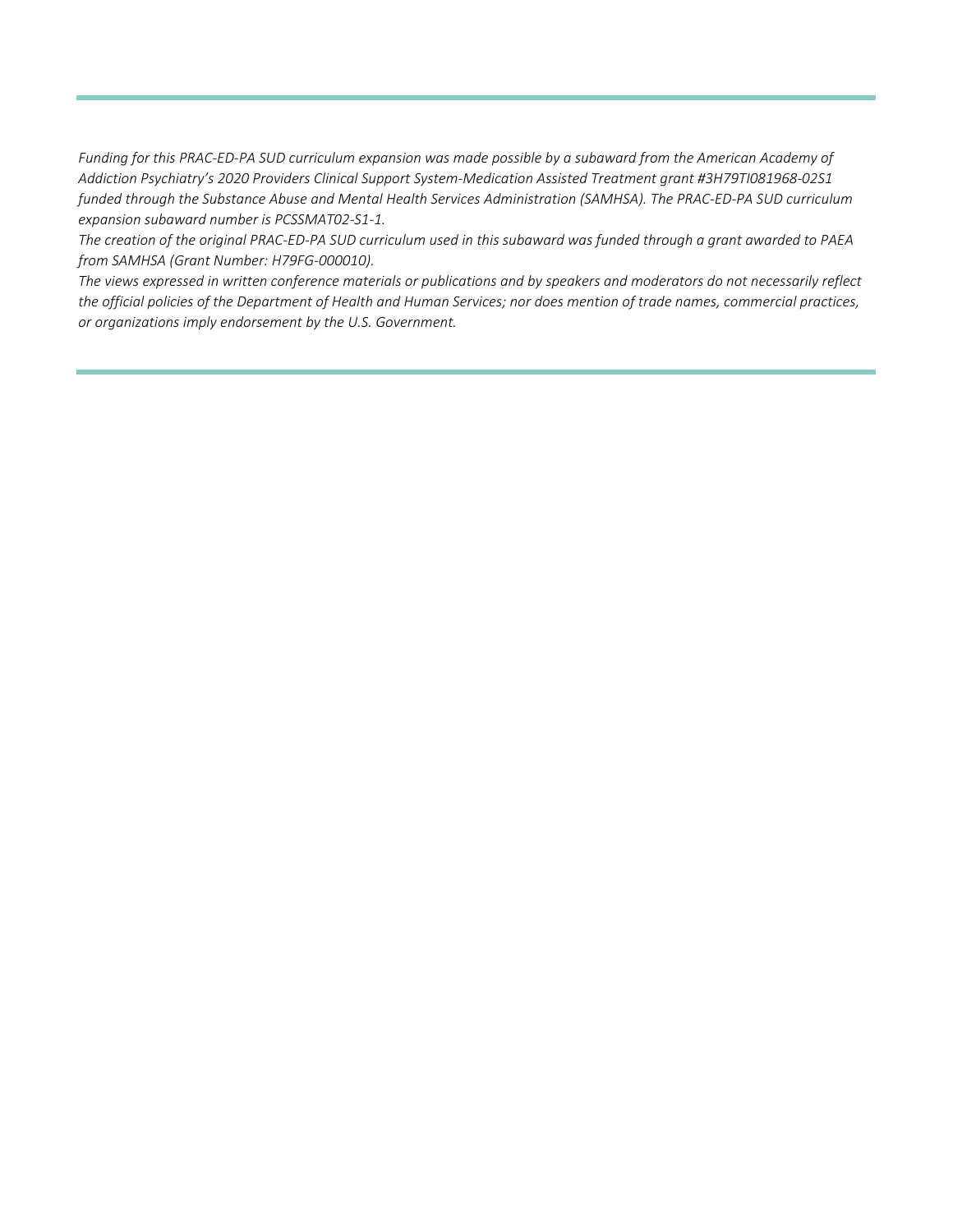*Funding for this PRAC-ED-PA SUD curriculum expansion was made possible by a subaward from the American Academy of Addiction Psychiatry's 2020 Providers Clinical Support System-Medication Assisted Treatment grant #3H79TI081968-02S1 funded through the Substance Abuse and Mental Health Services Administration (SAMHSA). The PRAC-ED-PA SUD curriculum expansion subaward number is PCSSMAT02-S1-1.*

*The creation of the original PRAC-ED-PA SUD curriculum used in this subaward was funded through a grant awarded to PAEA from SAMHSA (Grant Number: H79FG-000010).*

*The views expressed in written conference materials or publications and by speakers and moderators do not necessarily reflect the official policies of the Department of Health and Human Services; nor does mention of trade names, commercial practices, or organizations imply endorsement by the U.S. Government.*